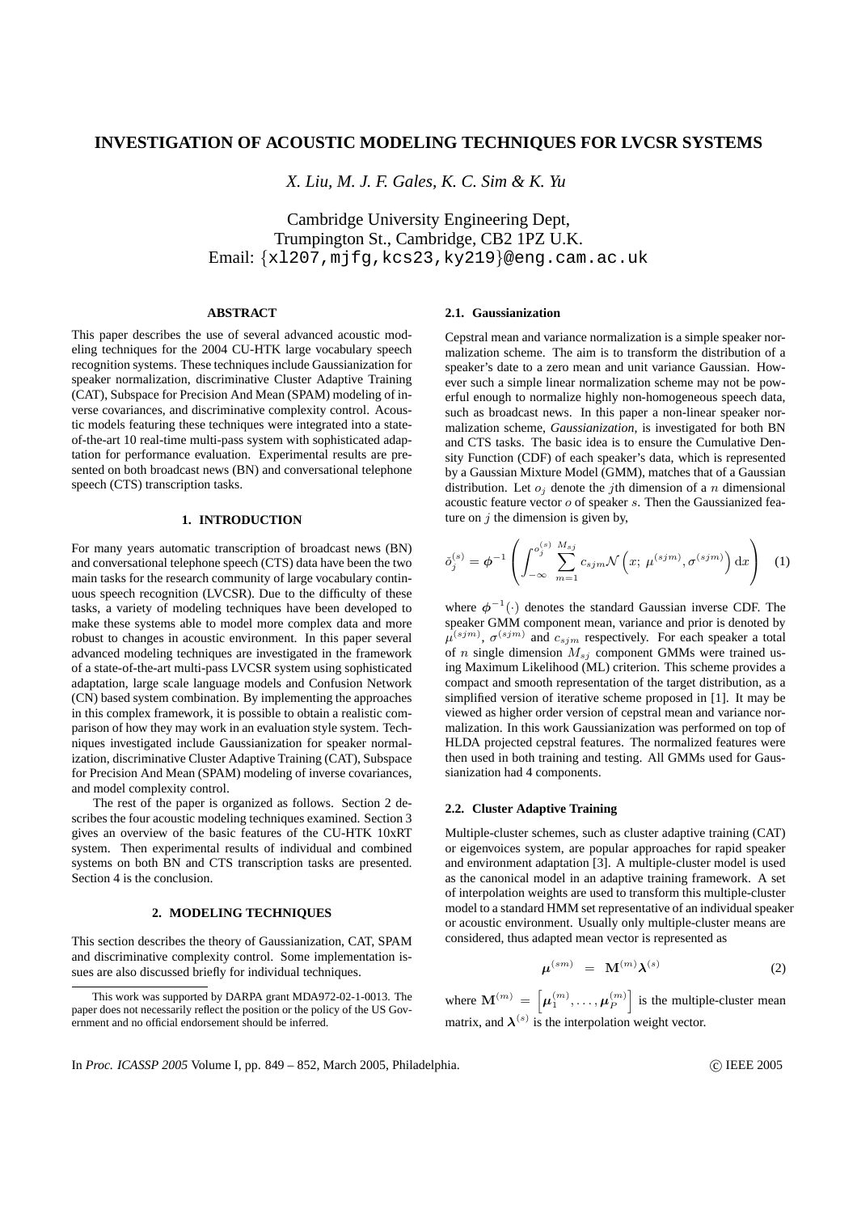# INVESTIGATION OF ACOUSTIC MODELING TECHNIQUES FOR LVCSR SYSTEMS

*X. Liu, M. J. F. Gales, K. C. Sim & K. Yu*

Cambridge University Engineering Dept,
Trumpington St., Cambridge, CB2 1PZ U.K.
Email: {xl207,mjfg,kcs23,ky219}@eng.cam.ac.uk

## ABSTRACT

This paper describes the use of several advanced acoustic modeling techniques for the 2004 CU-HTK large vocabulary speech recognition systems. These techniques include Gaussianization for speaker normalization, discriminative Cluster Adaptive Training (CAT), Subspace for Precision And Mean (SPAM) modeling of inverse covariances, and discriminative complexity control. Acoustic models featuring these techniques were integrated into a state-of-the-art 10 real-time multi-pass system with sophisticated adaptation for performance evaluation. Experimental results are presented on both broadcast news (BN) and conversational telephone speech (CTS) transcription tasks.

## 1. INTRODUCTION

For many years automatic transcription of broadcast news (BN) and conversational telephone speech (CTS) data have been the two main tasks for the research community of large vocabulary continuous speech recognition (LVCSR). Due to the difficulty of these tasks, a variety of modeling techniques have been developed to make these systems able to model more complex data and more robust to changes in acoustic environment. In this paper several advanced modeling techniques are investigated in the framework of a state-of-the-art multi-pass LVCSR system using sophisticated adaptation, large scale language models and Confusion Network (CN) based system combination. By implementing the approaches in this complex framework, it is possible to obtain a realistic comparison of how they may work in an evaluation style system. Techniques investigated include Gaussianization for speaker normalization, discriminative Cluster Adaptive Training (CAT), Subspace for Precision And Mean (SPAM) modeling of inverse covariances, and model complexity control.

The rest of the paper is organized as follows. Section 2 describes the four acoustic modeling techniques examined. Section 3 gives an overview of the basic features of the CU-HTK 10xRT system. Then experimental results of individual and combined systems on both BN and CTS transcription tasks are presented. Section 4 is the conclusion.

## 2. MODELING TECHNIQUES

This section describes the theory of Gaussianization, CAT, SPAM and discriminative complexity control. Some implementation issues are also discussed briefly for individual techniques.

### 2.1. Gaussianization

Cepstral mean and variance normalization is a simple speaker normalization scheme. The aim is to transform the distribution of a speaker's date to a zero mean and unit variance Gaussian. However such a simple linear normalization scheme may not be powerful enough to normalize highly non-homogeneous speech data, such as broadcast news. In this paper a non-linear speaker normalization scheme, *Gaussianization*, is investigated for both BN and CTS tasks. The basic idea is to ensure the Cumulative Density Function (CDF) of each speaker's data, which is represented by a Gaussian Mixture Model (GMM), matches that of a Gaussian distribution. Let $o_j$ denote the $j$th dimension of a $n$ dimensional acoustic feature vector $o$ of speaker $s$. Then the Gaussianized feature on $j$ the dimension is given by,

$$\tilde{o}_j^{(s)} = \phi^{-1}\left(\int_{-\infty}^{o_j^{(s)}} \sum_{m=1}^{M_{sj}} c_{sjm}\mathcal{N}\left(x;\ \mu^{(sjm)}, \sigma^{(sjm)}\right) \mathrm{d}x\right) \quad (1)$$

where $\phi^{-1}(\cdot)$ denotes the standard Gaussian inverse CDF. The speaker GMM component mean, variance and prior is denoted by $\mu^{(sjm)}$, $\sigma^{(sjm)}$ and $c_{sjm}$ respectively. For each speaker a total of $n$ single dimension $M_{sj}$ component GMMs were trained using Maximum Likelihood (ML) criterion. This scheme provides a compact and smooth representation of the target distribution, as a simplified version of iterative scheme proposed in [1]. It may be viewed as higher order version of cepstral mean and variance normalization. In this work Gaussianization was performed on top of HLDA projected cepstral features. The normalized features were then used in both training and testing. All GMMs used for Gaussianization had 4 components.

### 2.2. Cluster Adaptive Training

Multiple-cluster schemes, such as cluster adaptive training (CAT) or eigenvoices system, are popular approaches for rapid speaker and environment adaptation [3]. A multiple-cluster model is used as the canonical model in an adaptive training framework. A set of interpolation weights are used to transform this multiple-cluster model to a standard HMM set representative of an individual speaker or acoustic environment. Usually only multiple-cluster means are considered, thus adapted mean vector is represented as

$$\boldsymbol{\mu}^{(sm)} \;=\; \mathbf{M}^{(m)}\boldsymbol{\lambda}^{(s)} \quad (2)$$

where $\mathbf{M}^{(m)} = \left[\boldsymbol{\mu}_1^{(m)}, \ldots, \boldsymbol{\mu}_P^{(m)}\right]$ is the multiple-cluster mean matrix, and $\boldsymbol{\lambda}^{(s)}$ is the interpolation weight vector.

This work was supported by DARPA grant MDA972-02-1-0013. The paper does not necessarily reflect the position or the policy of the US Government and no official endorsement should be inferred.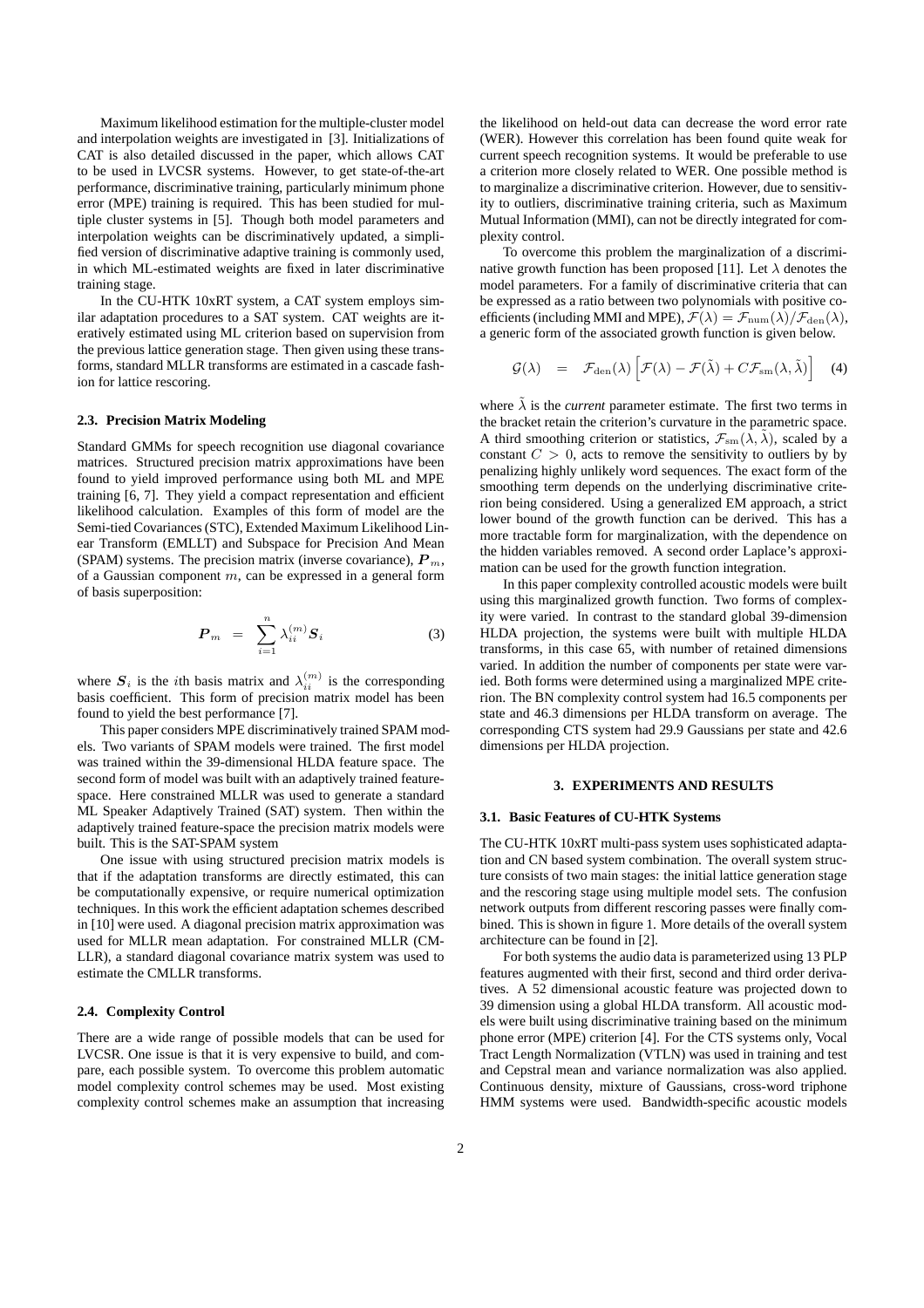Maximum likelihood estimation for the multiple-cluster model and interpolation weights are investigated in [3]. Initializations of CAT is also detailed discussed in the paper, which allows CAT to be used in LVCSR systems. However, to get state-of-the-art performance, discriminative training, particularly minimum phone error (MPE) training is required. This has been studied for multiple cluster systems in [5]. Though both model parameters and interpolation weights can be discriminatively updated, a simplified version of discriminative adaptive training is commonly used, in which ML-estimated weights are fixed in later discriminative training stage.

In the CU-HTK 10xRT system, a CAT system employs similar adaptation procedures to a SAT system. CAT weights are iteratively estimated using ML criterion based on supervision from the previous lattice generation stage. Then given using these transforms, standard MLLR transforms are estimated in a cascade fashion for lattice rescoring.

### 2.3. Precision Matrix Modeling

Standard GMMs for speech recognition use diagonal covariance matrices. Structured precision matrix approximations have been found to yield improved performance using both ML and MPE training [6, 7]. They yield a compact representation and efficient likelihood calculation. Examples of this form of model are the Semi-tied Covariances (STC), Extended Maximum Likelihood Linear Transform (EMLLT) and Subspace for Precision And Mean (SPAM) systems. The precision matrix (inverse covariance), $\boldsymbol{P}_m$, of a Gaussian component $m$, can be expressed in a general form of basis superposition:

$$\boldsymbol{P}_m \;=\; \sum_{i=1}^{n} \lambda_{ii}^{(m)} \boldsymbol{S}_i \qquad (3)$$

where $\boldsymbol{S}_i$ is the $i$th basis matrix and $\lambda_{ii}^{(m)}$ is the corresponding basis coefficient. This form of precision matrix model has been found to yield the best performance [7].

This paper considers MPE discriminatively trained SPAM models. Two variants of SPAM models were trained. The first model was trained within the 39-dimensional HLDA feature space. The second form of model was built with an adaptively trained feature-space. Here constrained MLLR was used to generate a standard ML Speaker Adaptively Trained (SAT) system. Then within the adaptively trained feature-space the precision matrix models were built. This is the SAT-SPAM system

One issue with using structured precision matrix models is that if the adaptation transforms are directly estimated, this can be computationally expensive, or require numerical optimization techniques. In this work the efficient adaptation schemes described in [10] were used. A diagonal precision matrix approximation was used for MLLR mean adaptation. For constrained MLLR (CMLLR), a standard diagonal covariance matrix system was used to estimate the CMLLR transforms.

### 2.4. Complexity Control

There are a wide range of possible models that can be used for LVCSR. One issue is that it is very expensive to build, and compare, each possible system. To overcome this problem automatic model complexity control schemes may be used. Most existing complexity control schemes make an assumption that increasing the likelihood on held-out data can decrease the word error rate (WER). However this correlation has been found quite weak for current speech recognition systems. It would be preferable to use a criterion more closely related to WER. One possible method is to marginalize a discriminative criterion. However, due to sensitivity to outliers, discriminative training criteria, such as Maximum Mutual Information (MMI), can not be directly integrated for complexity control.

To overcome this problem the marginalization of a discriminative growth function has been proposed [11]. Let $\lambda$ denotes the model parameters. For a family of discriminative criteria that can be expressed as a ratio between two polynomials with positive coefficients (including MMI and MPE), $\mathcal{F}(\lambda) = \mathcal{F}_{\rm num}(\lambda)/\mathcal{F}_{\rm den}(\lambda)$, a generic form of the associated growth function is given below.

$$\mathcal{G}(\lambda) \;=\; \mathcal{F}_{\rm den}(\lambda)\left[\mathcal{F}(\lambda) - \mathcal{F}(\tilde{\lambda}) + C\mathcal{F}_{\rm sm}(\lambda, \tilde{\lambda})\right] \qquad (4)$$

where $\tilde{\lambda}$ is the *current* parameter estimate. The first two terms in the bracket retain the criterion's curvature in the parametric space. A third smoothing criterion or statistics, $\mathcal{F}_{\rm sm}(\lambda, \tilde{\lambda})$, scaled by a constant $C > 0$, acts to remove the sensitivity to outliers by by penalizing highly unlikely word sequences. The exact form of the smoothing term depends on the underlying discriminative criterion being considered. Using a generalized EM approach, a strict lower bound of the growth function can be derived. This has a more tractable form for marginalization, with the dependence on the hidden variables removed. A second order Laplace's approximation can be used for the growth function integration.

In this paper complexity controlled acoustic models were built using this marginalized growth function. Two forms of complexity were varied. In contrast to the standard global 39-dimension HLDA projection, the systems were built with multiple HLDA transforms, in this case 65, with number of retained dimensions varied. In addition the number of components per state were varied. Both forms were determined using a marginalized MPE criterion. The BN complexity control system had 16.5 components per state and 46.3 dimensions per HLDA transform on average. The corresponding CTS system had 29.9 Gaussians per state and 42.6 dimensions per HLDA projection.

## 3. EXPERIMENTS AND RESULTS

### 3.1. Basic Features of CU-HTK Systems

The CU-HTK 10xRT multi-pass system uses sophisticated adaptation and CN based system combination. The overall system structure consists of two main stages: the initial lattice generation stage and the rescoring stage using multiple model sets. The confusion network outputs from different rescoring passes were finally combined. This is shown in figure 1. More details of the overall system architecture can be found in [2].

For both systems the audio data is parameterized using 13 PLP features augmented with their first, second and third order derivatives. A 52 dimensional acoustic feature was projected down to 39 dimension using a global HLDA transform. All acoustic models were built using discriminative training based on the minimum phone error (MPE) criterion [4]. For the CTS systems only, Vocal Tract Length Normalization (VTLN) was used in training and test and Cepstral mean and variance normalization was also applied. Continuous density, mixture of Gaussians, cross-word triphone HMM systems were used. Bandwidth-specific acoustic models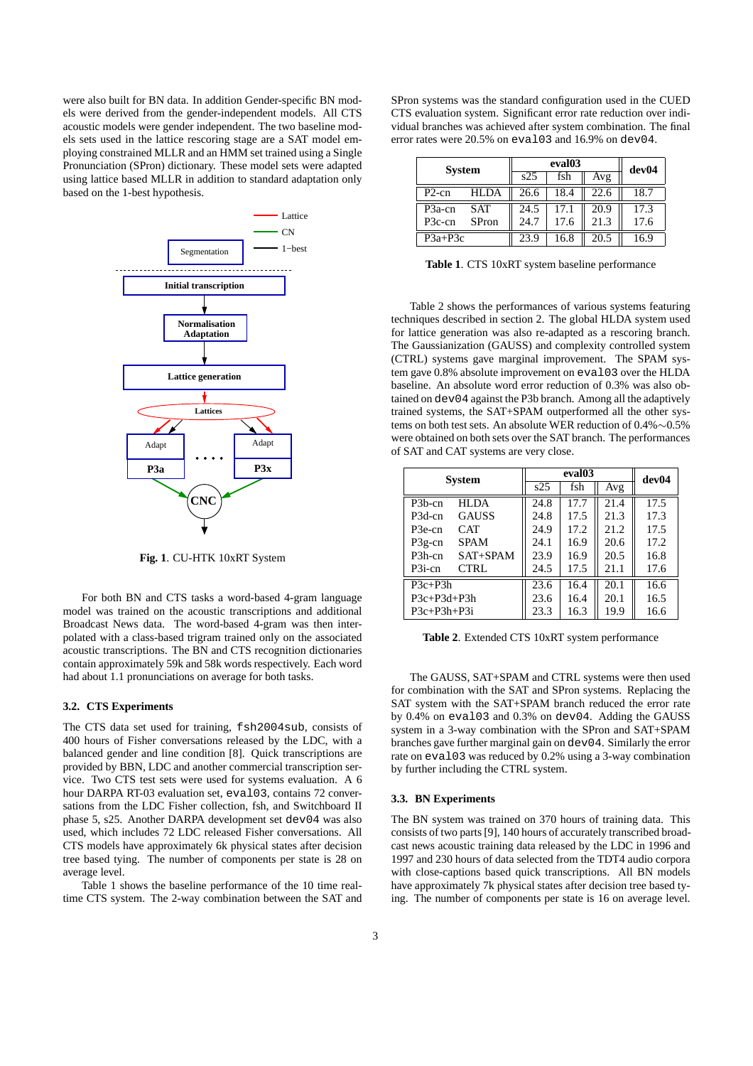were also built for BN data. In addition Gender-specific BN models were derived from the gender-independent models. All CTS acoustic models were gender independent. The two baseline models sets used in the lattice rescoring stage are a SAT model employing constrained MLLR and an HMM set trained using a Single Pronunciation (SPron) dictionary. These model sets were adapted using lattice based MLLR in addition to standard adaptation only based on the 1-best hypothesis.

**Fig. 1**. CU-HTK 10xRT System

For both BN and CTS tasks a word-based 4-gram language model was trained on the acoustic transcriptions and additional Broadcast News data. The word-based 4-gram was then interpolated with a class-based trigram trained only on the associated acoustic transcriptions. The BN and CTS recognition dictionaries contain approximately 59k and 58k words respectively. Each word had about 1.1 pronunciations on average for both tasks.

### 3.2. CTS Experiments

The CTS data set used for training, `fsh2004sub`, consists of 400 hours of Fisher conversations released by the LDC, with a balanced gender and line condition [8]. Quick transcriptions are provided by BBN, LDC and another commercial transcription service. Two CTS test sets were used for systems evaluation. A 6 hour DARPA RT-03 evaluation set, `eval03`, contains 72 conversations from the LDC Fisher collection, fsh, and Switchboard II phase 5, s25. Another DARPA development set `dev04` was also used, which includes 72 LDC released Fisher conversations. All CTS models have approximately 6k physical states after decision tree based tying. The number of components per state is 28 on average level.

Table 1 shows the baseline performance of the 10 time real-time CTS system. The 2-way combination between the SAT and SPron systems was the standard configuration used in the CUED CTS evaluation system. Significant error rate reduction over individual branches was achieved after system combination. The final error rates were 20.5% on `eval03` and 16.9% on `dev04`.

| System | | eval03 | | | dev04 |
|---|---|---|---|---|---|
| | | s25 | fsh | Avg | |
| P2-cn | HLDA | 26.6 | 18.4 | 22.6 | 18.7 |
| P3a-cn | SAT | 24.5 | 17.1 | 20.9 | 17.3 |
| P3c-cn | SPron | 24.7 | 17.6 | 21.3 | 17.6 |
| P3a+P3c | | 23.9 | 16.8 | 20.5 | 16.9 |

**Table 1**. CTS 10xRT system baseline performance

Table 2 shows the performances of various systems featuring techniques described in section 2. The global HLDA system used for lattice generation was also re-adapted as a rescoring branch. The Gaussianization (GAUSS) and complexity controlled system (CTRL) systems gave marginal improvement. The SPAM system gave 0.8% absolute improvement on `eval03` over the HLDA baseline. An absolute word error reduction of 0.3% was also obtained on `dev04` against the P3b branch. Among all the adaptively trained systems, the SAT+SPAM outperformed all the other systems on both test sets. An absolute WER reduction of 0.4%∼0.5% were obtained on both sets over the SAT branch. The performances of SAT and CAT systems are very close.

| System | | eval03 | | | dev04 |
|---|---|---|---|---|---|
| | | s25 | fsh | Avg | |
| P3b-cn | HLDA | 24.8 | 17.7 | 21.4 | 17.5 |
| P3d-cn | GAUSS | 24.8 | 17.5 | 21.3 | 17.3 |
| P3e-cn | CAT | 24.9 | 17.2 | 21.2 | 17.5 |
| P3g-cn | SPAM | 24.1 | 16.9 | 20.6 | 17.2 |
| P3h-cn | SAT+SPAM | 23.9 | 16.9 | 20.5 | 16.8 |
| P3i-cn | CTRL | 24.5 | 17.5 | 21.1 | 17.6 |
| P3c+P3h | | 23.6 | 16.4 | 20.1 | 16.6 |
| P3c+P3d+P3h | | 23.6 | 16.4 | 20.1 | 16.5 |
| P3c+P3h+P3i | | 23.3 | 16.3 | 19.9 | 16.6 |

**Table 2**. Extended CTS 10xRT system performance

The GAUSS, SAT+SPAM and CTRL systems were then used for combination with the SAT and SPron systems. Replacing the SAT system with the SAT+SPAM branch reduced the error rate by 0.4% on `eval03` and 0.3% on `dev04`. Adding the GAUSS system in a 3-way combination with the SPron and SAT+SPAM branches gave further marginal gain on `dev04`. Similarly the error rate on `eval03` was reduced by 0.2% using a 3-way combination by further including the CTRL system.

### 3.3. BN Experiments

The BN system was trained on 370 hours of training data. This consists of two parts [9], 140 hours of accurately transcribed broadcast news acoustic training data released by the LDC in 1996 and 1997 and 230 hours of data selected from the TDT4 audio corpora with close-captions based quick transcriptions. All BN models have approximately 7k physical states after decision tree based tying. The number of components per state is 16 on average level.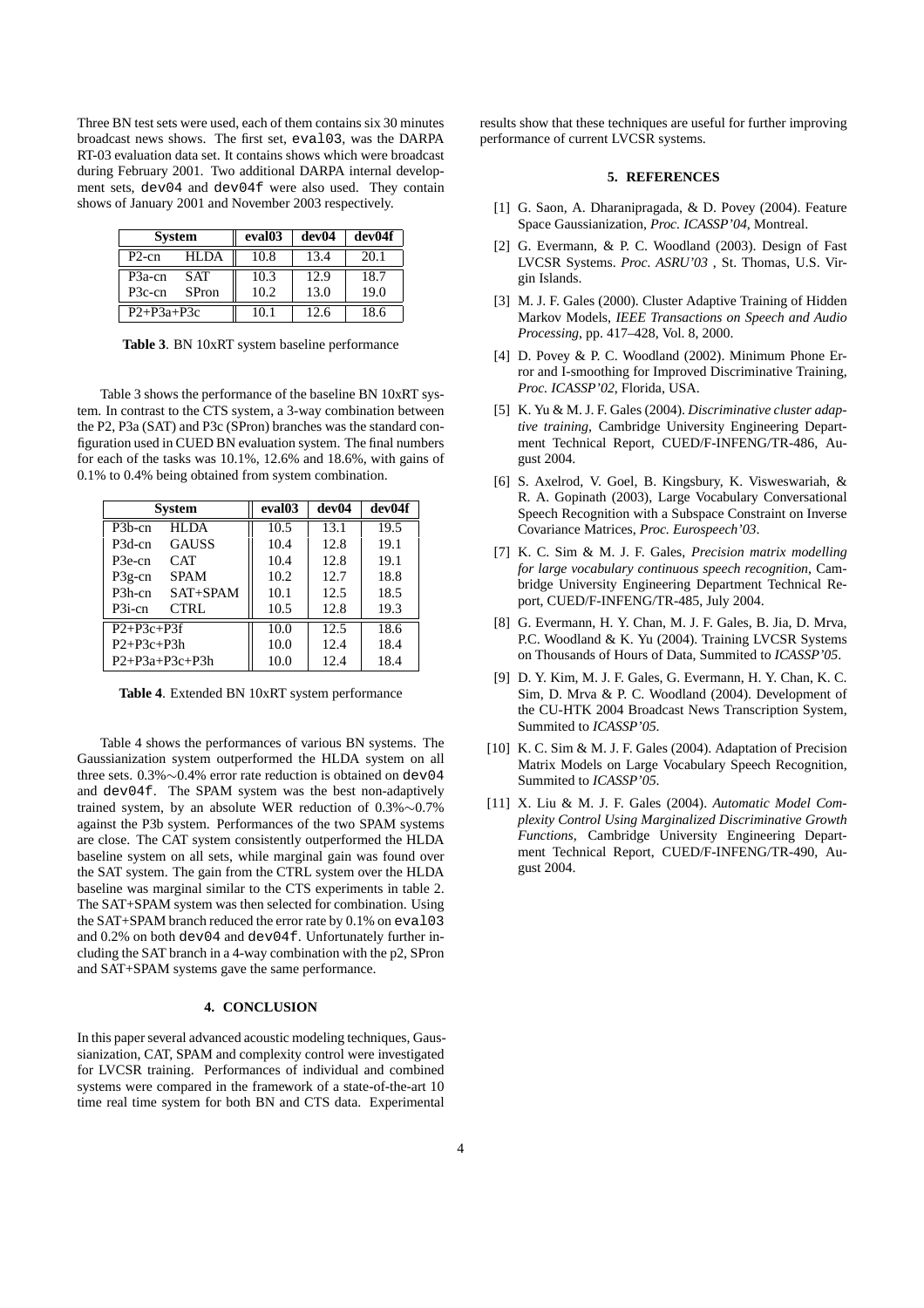Three BN test sets were used, each of them contains six 30 minutes broadcast news shows. The first set, eval03, was the DARPA RT-03 evaluation data set. It contains shows which were broadcast during February 2001. Two additional DARPA internal development sets, dev04 and dev04f were also used. They contain shows of January 2001 and November 2003 respectively.

| System | | eval03 | dev04 | dev04f |
|---|---|---|---|---|
| P2-cn | HLDA | 10.8 | 13.4 | 20.1 |
| P3a-cn | SAT | 10.3 | 12.9 | 18.7 |
| P3c-cn | SPron | 10.2 | 13.0 | 19.0 |
| P2+P3a+P3c | | 10.1 | 12.6 | 18.6 |

**Table 3**. BN 10xRT system baseline performance

Table 3 shows the performance of the baseline BN 10xRT system. In contrast to the CTS system, a 3-way combination between the P2, P3a (SAT) and P3c (SPron) branches was the standard configuration used in CUED BN evaluation system. The final numbers for each of the tasks was 10.1%, 12.6% and 18.6%, with gains of 0.1% to 0.4% being obtained from system combination.

| System | | eval03 | dev04 | dev04f |
|---|---|---|---|---|
| P3b-cn | HLDA | 10.5 | 13.1 | 19.5 |
| P3d-cn | GAUSS | 10.4 | 12.8 | 19.1 |
| P3e-cn | CAT | 10.4 | 12.8 | 19.1 |
| P3g-cn | SPAM | 10.2 | 12.7 | 18.8 |
| P3h-cn | SAT+SPAM | 10.1 | 12.5 | 18.5 |
| P3i-cn | CTRL | 10.5 | 12.8 | 19.3 |
| P2+P3c+P3f | | 10.0 | 12.5 | 18.6 |
| P2+P3c+P3h | | 10.0 | 12.4 | 18.4 |
| P2+P3a+P3c+P3h | | 10.0 | 12.4 | 18.4 |

**Table 4**. Extended BN 10xRT system performance

Table 4 shows the performances of various BN systems. The Gaussianization system outperformed the HLDA system on all three sets. 0.3%$\sim$0.4% error rate reduction is obtained on dev04 and dev04f. The SPAM system was the best non-adaptively trained system, by an absolute WER reduction of 0.3%$\sim$0.7% against the P3b system. Performances of the two SPAM systems are close. The CAT system consistently outperformed the HLDA baseline system on all sets, while marginal gain was found over the SAT system. The gain from the CTRL system over the HLDA baseline was marginal similar to the CTS experiments in table 2. The SAT+SPAM system was then selected for combination. Using the SAT+SPAM branch reduced the error rate by 0.1% on eval03 and 0.2% on both dev04 and dev04f. Unfortunately further including the SAT branch in a 4-way combination with the p2, SPron and SAT+SPAM systems gave the same performance.

## 4. CONCLUSION

In this paper several advanced acoustic modeling techniques, Gaussianization, CAT, SPAM and complexity control were investigated for LVCSR training. Performances of individual and combined systems were compared in the framework of a state-of-the-art 10 time real time system for both BN and CTS data. Experimental results show that these techniques are useful for further improving performance of current LVCSR systems.

## 5. REFERENCES

[1] G. Saon, A. Dharanipragada, & D. Povey (2004). Feature Space Gaussianization, *Proc. ICASSP'04*, Montreal.

[2] G. Evermann, & P. C. Woodland (2003). Design of Fast LVCSR Systems. *Proc. ASRU'03* , St. Thomas, U.S. Virgin Islands.

[3] M. J. F. Gales (2000). Cluster Adaptive Training of Hidden Markov Models, *IEEE Transactions on Speech and Audio Processing*, pp. 417–428, Vol. 8, 2000.

[4] D. Povey & P. C. Woodland (2002). Minimum Phone Error and I-smoothing for Improved Discriminative Training, *Proc. ICASSP'02*, Florida, USA.

[5] K. Yu & M. J. F. Gales (2004). *Discriminative cluster adaptive training*, Cambridge University Engineering Department Technical Report, CUED/F-INFENG/TR-486, August 2004.

[6] S. Axelrod, V. Goel, B. Kingsbury, K. Visweswariah, & R. A. Gopinath (2003), Large Vocabulary Conversational Speech Recognition with a Subspace Constraint on Inverse Covariance Matrices, *Proc. Eurospeech'03*.

[7] K. C. Sim & M. J. F. Gales, *Precision matrix modelling for large vocabulary continuous speech recognition*, Cambridge University Engineering Department Technical Report, CUED/F-INFENG/TR-485, July 2004.

[8] G. Evermann, H. Y. Chan, M. J. F. Gales, B. Jia, D. Mrva, P.C. Woodland & K. Yu (2004). Training LVCSR Systems on Thousands of Hours of Data, Summited to *ICASSP'05*.

[9] D. Y. Kim, M. J. F. Gales, G. Evermann, H. Y. Chan, K. C. Sim, D. Mrva & P. C. Woodland (2004). Development of the CU-HTK 2004 Broadcast News Transcription System, Summited to *ICASSP'05*.

[10] K. C. Sim & M. J. F. Gales (2004). Adaptation of Precision Matrix Models on Large Vocabulary Speech Recognition, Summited to *ICASSP'05*.

[11] X. Liu & M. J. F. Gales (2004). *Automatic Model Complexity Control Using Marginalized Discriminative Growth Functions*, Cambridge University Engineering Department Technical Report, CUED/F-INFENG/TR-490, August 2004.